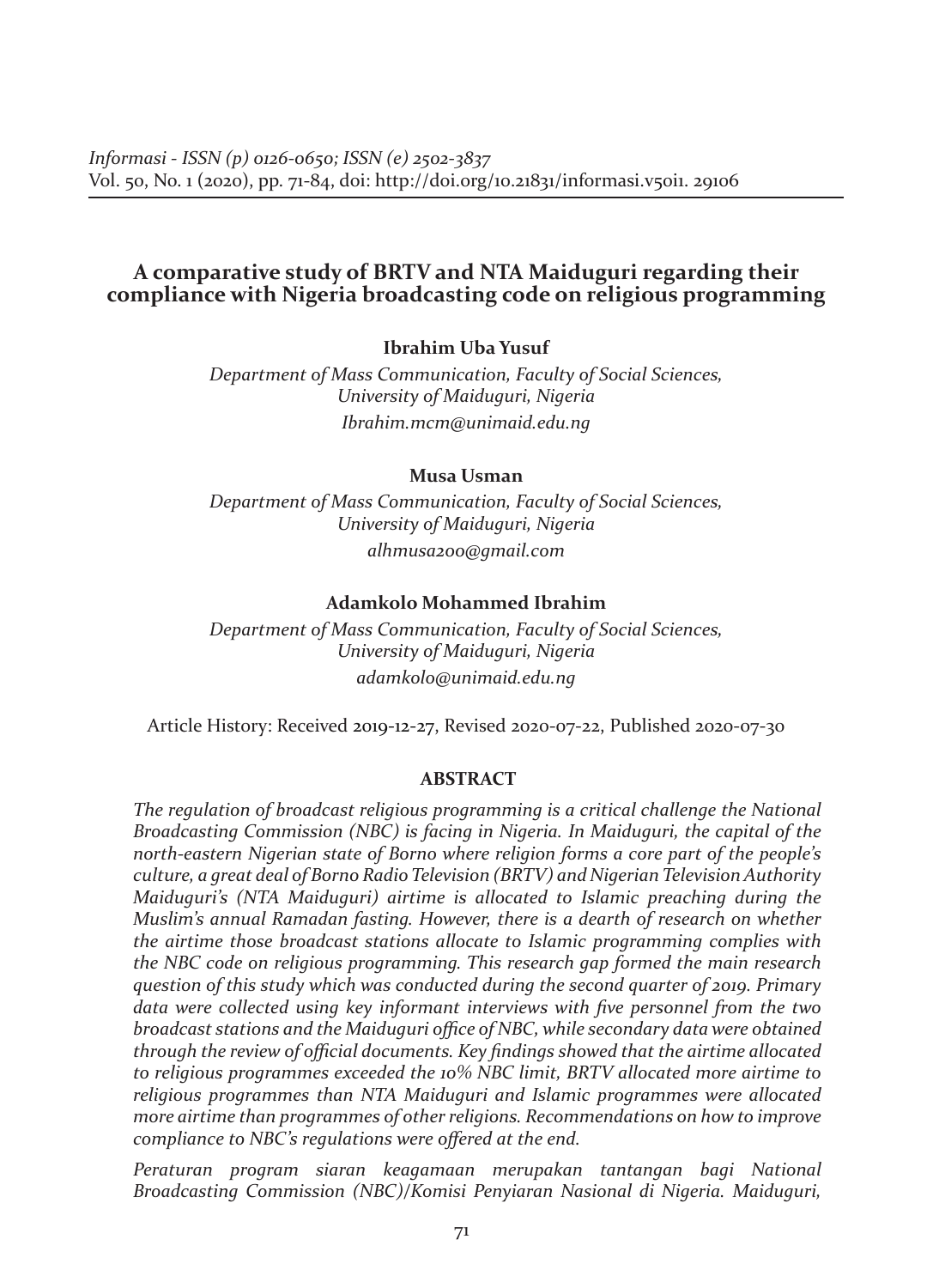*Informasi - ISSN (p) 0126-0650; ISSN (e) 2502-3837*
Vol. 50, No. 1 (2020), pp. 71-84, doi: http://doi.org/10.21831/informasi.v50i1. 29106

# A comparative study of BRTV and NTA Maiduguri regarding their compliance with Nigeria broadcasting code on religious programming

**Ibrahim Uba Yusuf**

*Department of Mass Communication, Faculty of Social Sciences, University of Maiduguri, Nigeria*
*Ibrahim.mcm@unimaid.edu.ng*

**Musa Usman**

*Department of Mass Communication, Faculty of Social Sciences, University of Maiduguri, Nigeria*
*alhmusa200@gmail.com*

**Adamkolo Mohammed Ibrahim**

*Department of Mass Communication, Faculty of Social Sciences, University of Maiduguri, Nigeria*
*adamkolo@unimaid.edu.ng*

Article History: Received 2019-12-27, Revised 2020-07-22, Published 2020-07-30

## ABSTRACT

*The regulation of broadcast religious programming is a critical challenge the National Broadcasting Commission (NBC) is facing in Nigeria. In Maiduguri, the capital of the north-eastern Nigerian state of Borno where religion forms a core part of the people's culture, a great deal of Borno Radio Television (BRTV) and Nigerian Television Authority Maiduguri's (NTA Maiduguri) airtime is allocated to Islamic preaching during the Muslim's annual Ramadan fasting. However, there is a dearth of research on whether the airtime those broadcast stations allocate to Islamic programming complies with the NBC code on religious programming. This research gap formed the main research question of this study which was conducted during the second quarter of 2019. Primary data were collected using key informant interviews with five personnel from the two broadcast stations and the Maiduguri office of NBC, while secondary data were obtained through the review of official documents. Key findings showed that the airtime allocated to religious programmes exceeded the 10% NBC limit, BRTV allocated more airtime to religious programmes than NTA Maiduguri and Islamic programmes were allocated more airtime than programmes of other religions. Recommendations on how to improve compliance to NBC's regulations were offered at the end.*

*Peraturan program siaran keagamaan merupakan tantangan bagi National Broadcasting Commission (NBC)/Komisi Penyiaran Nasional di Nigeria. Maiduguri,*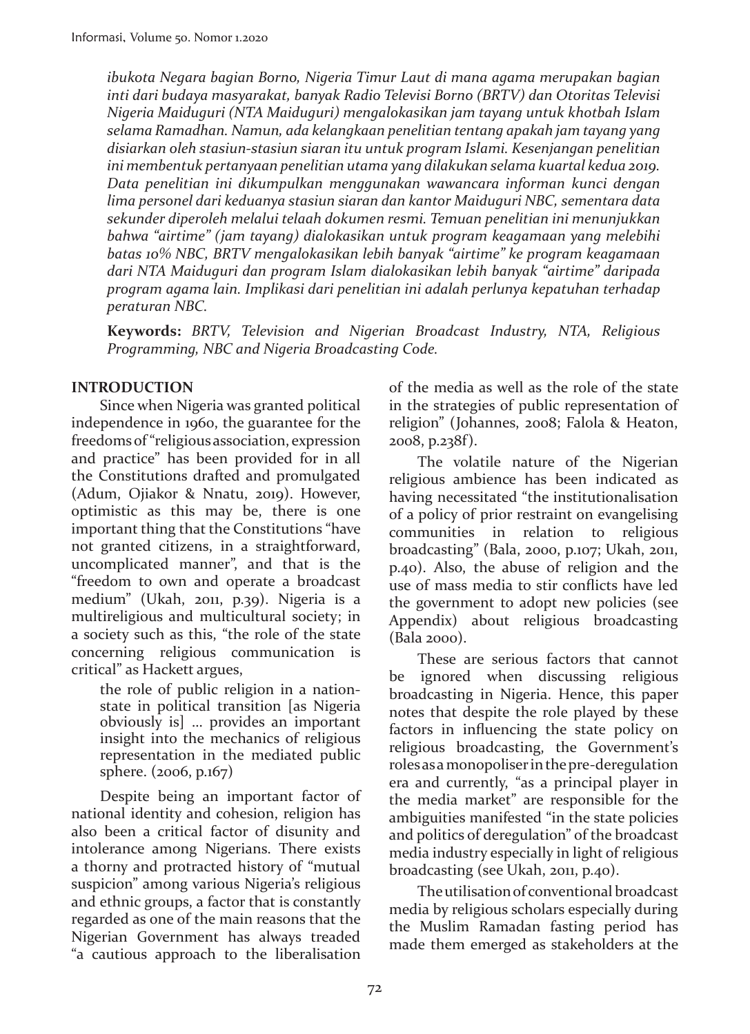*ibukota Negara bagian Borno, Nigeria Timur Laut di mana agama merupakan bagian inti dari budaya masyarakat, banyak Radio Televisi Borno (BRTV) dan Otoritas Televisi Nigeria Maiduguri (NTA Maiduguri) mengalokasikan jam tayang untuk khotbah Islam selama Ramadhan. Namun, ada kelangkaan penelitian tentang apakah jam tayang yang disiarkan oleh stasiun-stasiun siaran itu untuk program Islami. Kesenjangan penelitian ini membentuk pertanyaan penelitian utama yang dilakukan selama kuartal kedua 2019. Data penelitian ini dikumpulkan menggunakan wawancara informan kunci dengan lima personel dari keduanya stasiun siaran dan kantor Maiduguri NBC, sementara data sekunder diperoleh melalui telaah dokumen resmi. Temuan penelitian ini menunjukkan bahwa "airtime" (jam tayang) dialokasikan untuk program keagamaan yang melebihi batas 10% NBC, BRTV mengalokasikan lebih banyak "airtime" ke program keagamaan dari NTA Maiduguri dan program Islam dialokasikan lebih banyak "airtime" daripada program agama lain. Implikasi dari penelitian ini adalah perlunya kepatuhan terhadap peraturan NBC.*

**Keywords:** *BRTV, Television and Nigerian Broadcast Industry, NTA, Religious Programming, NBC and Nigeria Broadcasting Code.*

## INTRODUCTION

Since when Nigeria was granted political independence in 1960, the guarantee for the freedoms of "religious association, expression and practice" has been provided for in all the Constitutions drafted and promulgated (Adum, Ojiakor & Nnatu, 2019). However, optimistic as this may be, there is one important thing that the Constitutions "have not granted citizens, in a straightforward, uncomplicated manner", and that is the "freedom to own and operate a broadcast medium" (Ukah, 2011, p.39). Nigeria is a multireligious and multicultural society; in a society such as this, "the role of the state concerning religious communication is critical" as Hackett argues,

> the role of public religion in a nation-state in political transition [as Nigeria obviously is] ... provides an important insight into the mechanics of religious representation in the mediated public sphere. (2006, p.167)

Despite being an important factor of national identity and cohesion, religion has also been a critical factor of disunity and intolerance among Nigerians. There exists a thorny and protracted history of "mutual suspicion" among various Nigeria's religious and ethnic groups, a factor that is constantly regarded as one of the main reasons that the Nigerian Government has always treaded "a cautious approach to the liberalisation of the media as well as the role of the state in the strategies of public representation of religion" (Johannes, 2008; Falola & Heaton, 2008, p.238f).

The volatile nature of the Nigerian religious ambience has been indicated as having necessitated "the institutionalisation of a policy of prior restraint on evangelising communities in relation to religious broadcasting" (Bala, 2000, p.107; Ukah, 2011, p.40). Also, the abuse of religion and the use of mass media to stir conflicts have led the government to adopt new policies (see Appendix) about religious broadcasting (Bala 2000).

These are serious factors that cannot be ignored when discussing religious broadcasting in Nigeria. Hence, this paper notes that despite the role played by these factors in influencing the state policy on religious broadcasting, the Government's roles as a monopoliser in the pre-deregulation era and currently, "as a principal player in the media market" are responsible for the ambiguities manifested "in the state policies and politics of deregulation" of the broadcast media industry especially in light of religious broadcasting (see Ukah, 2011, p.40).

The utilisation of conventional broadcast media by religious scholars especially during the Muslim Ramadan fasting period has made them emerged as stakeholders at the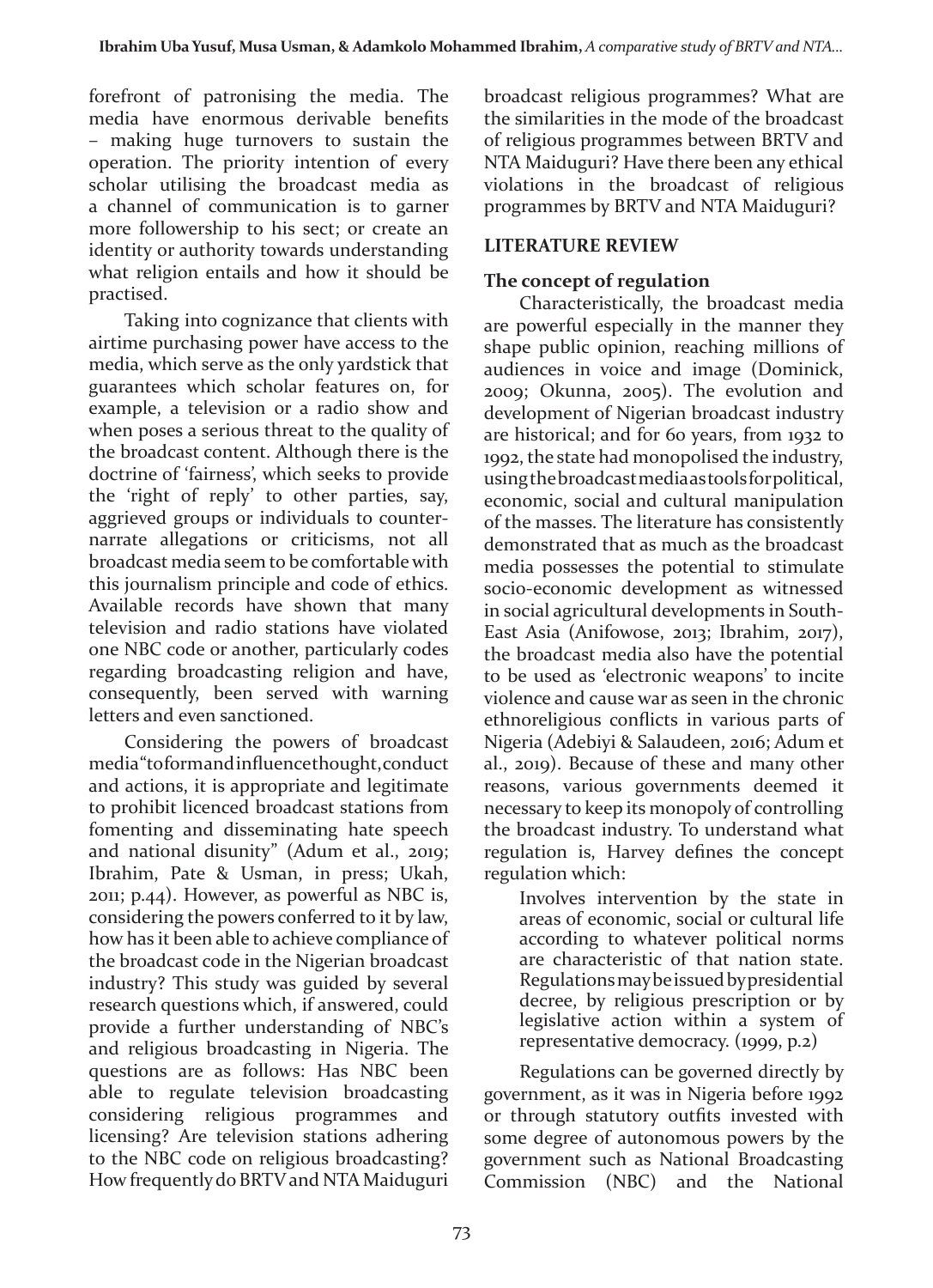forefront of patronising the media. The media have enormous derivable benefits – making huge turnovers to sustain the operation. The priority intention of every scholar utilising the broadcast media as a channel of communication is to garner more followership to his sect; or create an identity or authority towards understanding what religion entails and how it should be practised.

Taking into cognizance that clients with airtime purchasing power have access to the media, which serve as the only yardstick that guarantees which scholar features on, for example, a television or a radio show and when poses a serious threat to the quality of the broadcast content. Although there is the doctrine of 'fairness', which seeks to provide the 'right of reply' to other parties, say, aggrieved groups or individuals to counter-narrate allegations or criticisms, not all broadcast media seem to be comfortable with this journalism principle and code of ethics. Available records have shown that many television and radio stations have violated one NBC code or another, particularly codes regarding broadcasting religion and have, consequently, been served with warning letters and even sanctioned.

Considering the powers of broadcast media "to form and influence thought, conduct and actions, it is appropriate and legitimate to prohibit licenced broadcast stations from fomenting and disseminating hate speech and national disunity" (Adum et al., 2019; Ibrahim, Pate & Usman, in press; Ukah, 2011; p.44). However, as powerful as NBC is, considering the powers conferred to it by law, how has it been able to achieve compliance of the broadcast code in the Nigerian broadcast industry? This study was guided by several research questions which, if answered, could provide a further understanding of NBC's and religious broadcasting in Nigeria. The questions are as follows: Has NBC been able to regulate television broadcasting considering religious programmes and licensing? Are television stations adhering to the NBC code on religious broadcasting? How frequently do BRTV and NTA Maiduguri broadcast religious programmes? What are the similarities in the mode of the broadcast of religious programmes between BRTV and NTA Maiduguri? Have there been any ethical violations in the broadcast of religious programmes by BRTV and NTA Maiduguri?

## LITERATURE REVIEW

### The concept of regulation

Characteristically, the broadcast media are powerful especially in the manner they shape public opinion, reaching millions of audiences in voice and image (Dominick, 2009; Okunna, 2005). The evolution and development of Nigerian broadcast industry are historical; and for 60 years, from 1932 to 1992, the state had monopolised the industry, using the broadcast media as tools for political, economic, social and cultural manipulation of the masses. The literature has consistently demonstrated that as much as the broadcast media possesses the potential to stimulate socio-economic development as witnessed in social agricultural developments in South-East Asia (Anifowose, 2013; Ibrahim, 2017), the broadcast media also have the potential to be used as 'electronic weapons' to incite violence and cause war as seen in the chronic ethnoreligious conflicts in various parts of Nigeria (Adebiyi & Salaudeen, 2016; Adum et al., 2019). Because of these and many other reasons, various governments deemed it necessary to keep its monopoly of controlling the broadcast industry. To understand what regulation is, Harvey defines the concept regulation which:

> Involves intervention by the state in areas of economic, social or cultural life according to whatever political norms are characteristic of that nation state. Regulations may be issued by presidential decree, by religious prescription or by legislative action within a system of representative democracy. (1999, p.2)

Regulations can be governed directly by government, as it was in Nigeria before 1992 or through statutory outfits invested with some degree of autonomous powers by the government such as National Broadcasting Commission (NBC) and the National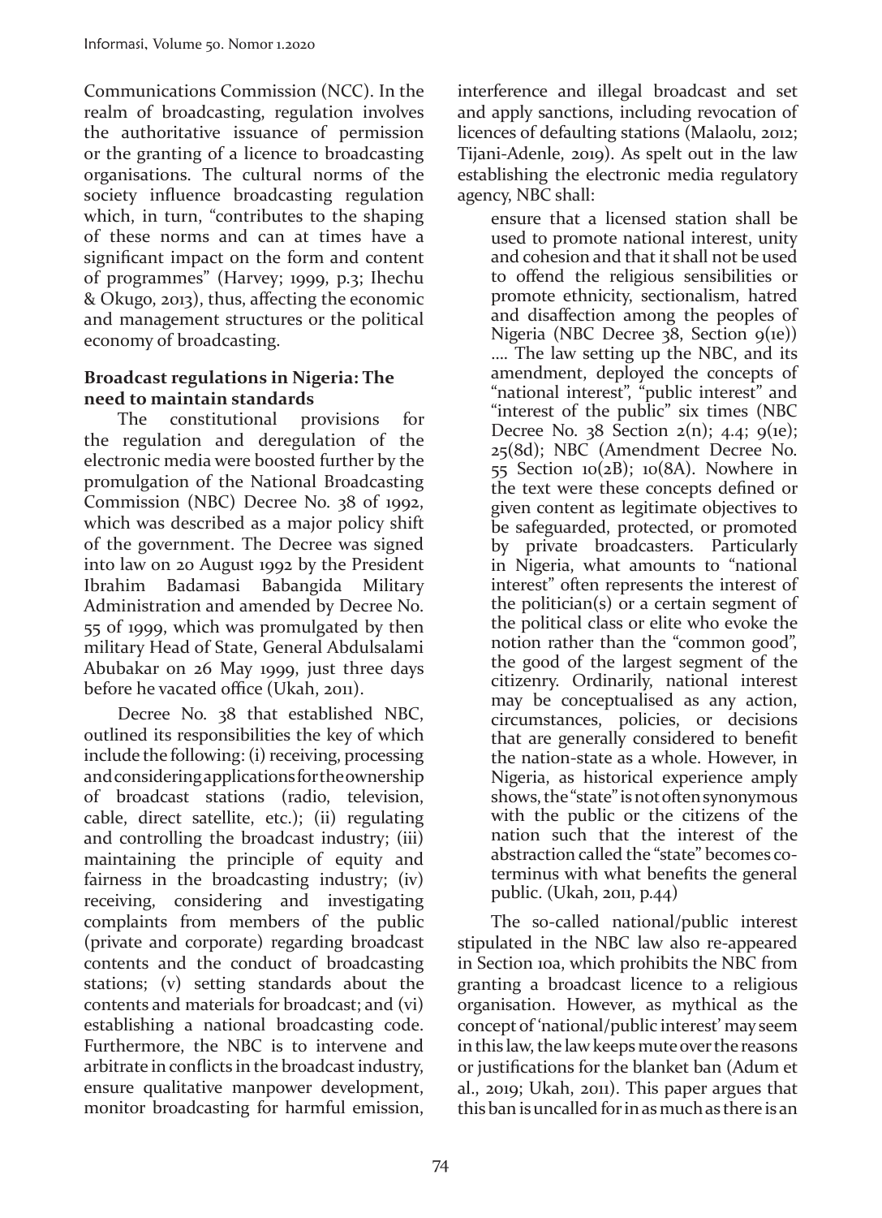Communications Commission (NCC). In the realm of broadcasting, regulation involves the authoritative issuance of permission or the granting of a licence to broadcasting organisations. The cultural norms of the society influence broadcasting regulation which, in turn, "contributes to the shaping of these norms and can at times have a significant impact on the form and content of programmes" (Harvey; 1999, p.3; Ihechu & Okugo, 2013), thus, affecting the economic and management structures or the political economy of broadcasting.

**Broadcast regulations in Nigeria: The need to maintain standards**

The constitutional provisions for the regulation and deregulation of the electronic media were boosted further by the promulgation of the National Broadcasting Commission (NBC) Decree No. 38 of 1992, which was described as a major policy shift of the government. The Decree was signed into law on 20 August 1992 by the President Ibrahim Badamasi Babangida Military Administration and amended by Decree No. 55 of 1999, which was promulgated by then military Head of State, General Abdulsalami Abubakar on 26 May 1999, just three days before he vacated office (Ukah, 2011).

Decree No. 38 that established NBC, outlined its responsibilities the key of which include the following: (i) receiving, processing and considering applications for the ownership of broadcast stations (radio, television, cable, direct satellite, etc.); (ii) regulating and controlling the broadcast industry; (iii) maintaining the principle of equity and fairness in the broadcasting industry; (iv) receiving, considering and investigating complaints from members of the public (private and corporate) regarding broadcast contents and the conduct of broadcasting stations; (v) setting standards about the contents and materials for broadcast; and (vi) establishing a national broadcasting code. Furthermore, the NBC is to intervene and arbitrate in conflicts in the broadcast industry, ensure qualitative manpower development, monitor broadcasting for harmful emission, interference and illegal broadcast and set and apply sanctions, including revocation of licences of defaulting stations (Malaolu, 2012; Tijani-Adenle, 2019). As spelt out in the law establishing the electronic media regulatory agency, NBC shall:

> ensure that a licensed station shall be used to promote national interest, unity and cohesion and that it shall not be used to offend the religious sensibilities or promote ethnicity, sectionalism, hatred and disaffection among the peoples of Nigeria (NBC Decree 38, Section 9(1e)) .... The law setting up the NBC, and its amendment, deployed the concepts of "national interest", "public interest" and "interest of the public" six times (NBC Decree No. 38 Section 2(n); 4.4; 9(1e); 25(8d); NBC (Amendment Decree No. 55 Section 10(2B); 10(8A). Nowhere in the text were these concepts defined or given content as legitimate objectives to be safeguarded, protected, or promoted by private broadcasters. Particularly in Nigeria, what amounts to "national interest" often represents the interest of the politician(s) or a certain segment of the political class or elite who evoke the notion rather than the "common good", the good of the largest segment of the citizenry. Ordinarily, national interest may be conceptualised as any action, circumstances, policies, or decisions that are generally considered to benefit the nation-state as a whole. However, in Nigeria, as historical experience amply shows, the "state" is not often synonymous with the public or the citizens of the nation such that the interest of the abstraction called the "state" becomes co-terminus with what benefits the general public. (Ukah, 2011, p.44)

The so-called national/public interest stipulated in the NBC law also re-appeared in Section 10a, which prohibits the NBC from granting a broadcast licence to a religious organisation. However, as mythical as the concept of 'national/public interest' may seem in this law, the law keeps mute over the reasons or justifications for the blanket ban (Adum et al., 2019; Ukah, 2011). This paper argues that this ban is uncalled for in as much as there is an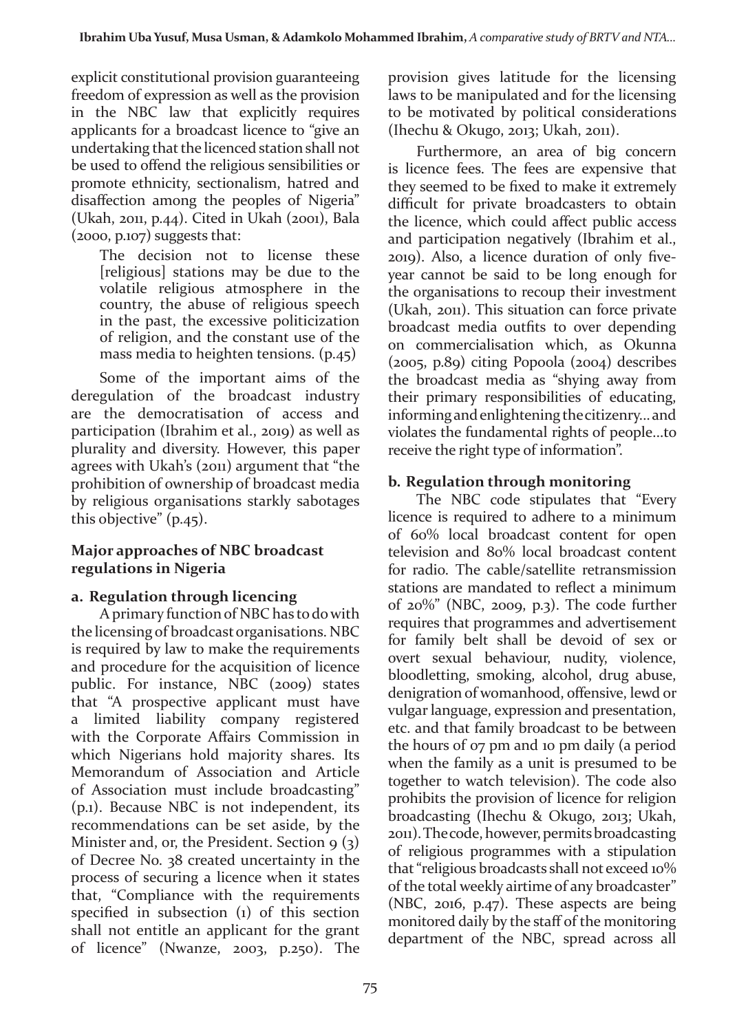explicit constitutional provision guaranteeing freedom of expression as well as the provision in the NBC law that explicitly requires applicants for a broadcast licence to "give an undertaking that the licenced station shall not be used to offend the religious sensibilities or promote ethnicity, sectionalism, hatred and disaffection among the peoples of Nigeria" (Ukah, 2011, p.44). Cited in Ukah (2001), Bala (2000, p.107) suggests that:

> The decision not to license these [religious] stations may be due to the volatile religious atmosphere in the country, the abuse of religious speech in the past, the excessive politicization of religion, and the constant use of the mass media to heighten tensions. (p.45)

Some of the important aims of the deregulation of the broadcast industry are the democratisation of access and participation (Ibrahim et al., 2019) as well as plurality and diversity. However, this paper agrees with Ukah's (2011) argument that "the prohibition of ownership of broadcast media by religious organisations starkly sabotages this objective" (p.45).

### Major approaches of NBC broadcast regulations in Nigeria

#### a. Regulation through licencing

A primary function of NBC has to do with the licensing of broadcast organisations. NBC is required by law to make the requirements and procedure for the acquisition of licence public. For instance, NBC (2009) states that "A prospective applicant must have a limited liability company registered with the Corporate Affairs Commission in which Nigerians hold majority shares. Its Memorandum of Association and Article of Association must include broadcasting" (p.1). Because NBC is not independent, its recommendations can be set aside, by the Minister and, or, the President. Section 9 (3) of Decree No. 38 created uncertainty in the process of securing a licence when it states that, "Compliance with the requirements specified in subsection (1) of this section shall not entitle an applicant for the grant of licence" (Nwanze, 2003, p.250). The provision gives latitude for the licensing laws to be manipulated and for the licensing to be motivated by political considerations (Ihechu & Okugo, 2013; Ukah, 2011).

Furthermore, an area of big concern is licence fees. The fees are expensive that they seemed to be fixed to make it extremely difficult for private broadcasters to obtain the licence, which could affect public access and participation negatively (Ibrahim et al., 2019). Also, a licence duration of only five-year cannot be said to be long enough for the organisations to recoup their investment (Ukah, 2011). This situation can force private broadcast media outfits to over depending on commercialisation which, as Okunna (2005, p.89) citing Popoola (2004) describes the broadcast media as "shying away from their primary responsibilities of educating, informing and enlightening the citizenry... and violates the fundamental rights of people...to receive the right type of information".

#### b. Regulation through monitoring

The NBC code stipulates that "Every licence is required to adhere to a minimum of 60% local broadcast content for open television and 80% local broadcast content for radio. The cable/satellite retransmission stations are mandated to reflect a minimum of 20%" (NBC, 2009, p.3). The code further requires that programmes and advertisement for family belt shall be devoid of sex or overt sexual behaviour, nudity, violence, bloodletting, smoking, alcohol, drug abuse, denigration of womanhood, offensive, lewd or vulgar language, expression and presentation, etc. and that family broadcast to be between the hours of 07 pm and 10 pm daily (a period when the family as a unit is presumed to be together to watch television). The code also prohibits the provision of licence for religion broadcasting (Ihechu & Okugo, 2013; Ukah, 2011). The code, however, permits broadcasting of religious programmes with a stipulation that "religious broadcasts shall not exceed 10% of the total weekly airtime of any broadcaster" (NBC, 2016, p.47). These aspects are being monitored daily by the staff of the monitoring department of the NBC, spread across all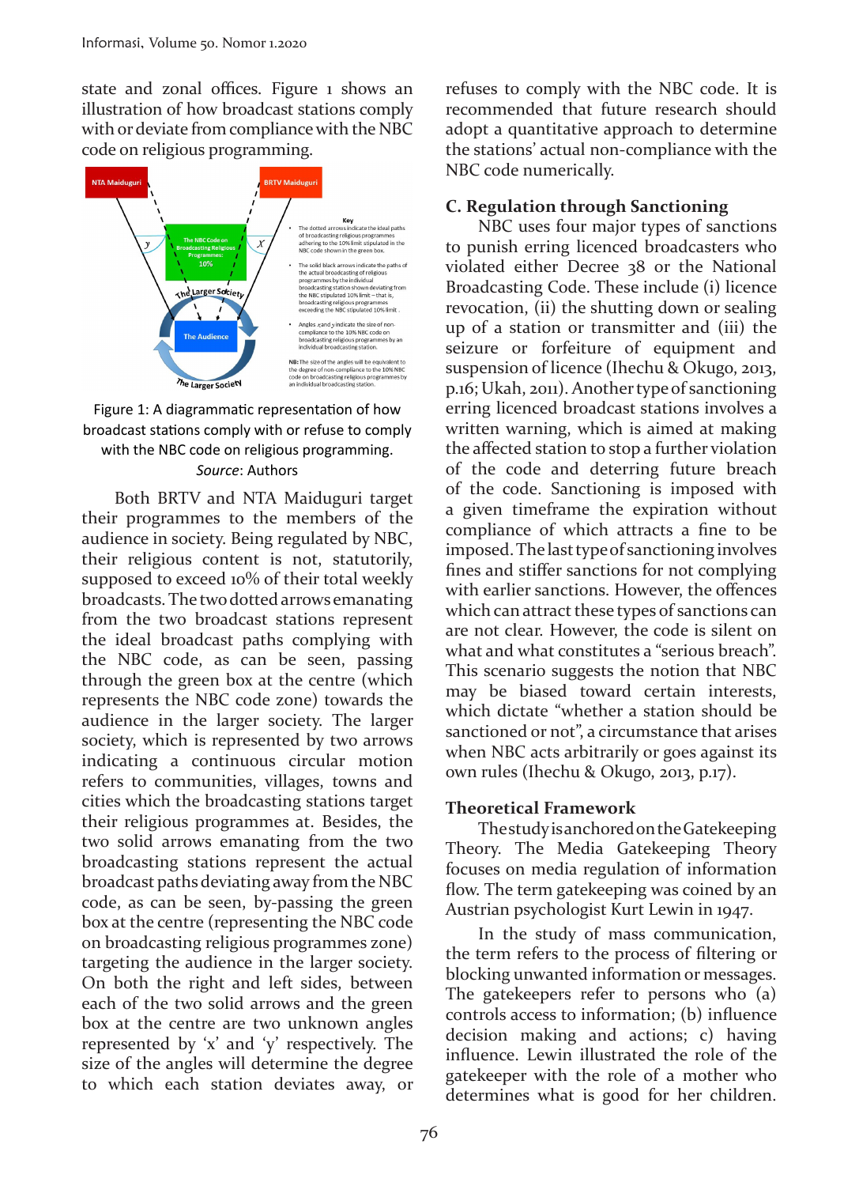state and zonal offices. Figure 1 shows an illustration of how broadcast stations comply with or deviate from compliance with the NBC code on religious programming.

Figure 1: A diagrammatic representation of how broadcast stations comply with or refuse to comply with the NBC code on religious programming. *Source*: Authors

Both BRTV and NTA Maiduguri target their programmes to the members of the audience in society. Being regulated by NBC, their religious content is not, statutorily, supposed to exceed 10% of their total weekly broadcasts. The two dotted arrows emanating from the two broadcast stations represent the ideal broadcast paths complying with the NBC code, as can be seen, passing through the green box at the centre (which represents the NBC code zone) towards the audience in the larger society. The larger society, which is represented by two arrows indicating a continuous circular motion refers to communities, villages, towns and cities which the broadcasting stations target their religious programmes at. Besides, the two solid arrows emanating from the two broadcasting stations represent the actual broadcast paths deviating away from the NBC code, as can be seen, by-passing the green box at the centre (representing the NBC code on broadcasting religious programmes zone) targeting the audience in the larger society. On both the right and left sides, between each of the two solid arrows and the green box at the centre are two unknown angles represented by 'x' and 'y' respectively. The size of the angles will determine the degree to which each station deviates away, or refuses to comply with the NBC code. It is recommended that future research should adopt a quantitative approach to determine the stations' actual non-compliance with the NBC code numerically.

## C. Regulation through Sanctioning

NBC uses four major types of sanctions to punish erring licenced broadcasters who violated either Decree 38 or the National Broadcasting Code. These include (i) licence revocation, (ii) the shutting down or sealing up of a station or transmitter and (iii) the seizure or forfeiture of equipment and suspension of licence (Ihechu & Okugo, 2013, p.16; Ukah, 2011). Another type of sanctioning erring licenced broadcast stations involves a written warning, which is aimed at making the affected station to stop a further violation of the code and deterring future breach of the code. Sanctioning is imposed with a given timeframe the expiration without compliance of which attracts a fine to be imposed. The last type of sanctioning involves fines and stiffer sanctions for not complying with earlier sanctions. However, the offences which can attract these types of sanctions can are not clear. However, the code is silent on what and what constitutes a "serious breach". This scenario suggests the notion that NBC may be biased toward certain interests, which dictate "whether a station should be sanctioned or not", a circumstance that arises when NBC acts arbitrarily or goes against its own rules (Ihechu & Okugo, 2013, p.17).

## Theoretical Framework

The study is anchored on the Gatekeeping Theory. The Media Gatekeeping Theory focuses on media regulation of information flow. The term gatekeeping was coined by an Austrian psychologist Kurt Lewin in 1947.

In the study of mass communication, the term refers to the process of filtering or blocking unwanted information or messages. The gatekeepers refer to persons who (a) controls access to information; (b) influence decision making and actions; c) having influence. Lewin illustrated the role of the gatekeeper with the role of a mother who determines what is good for her children.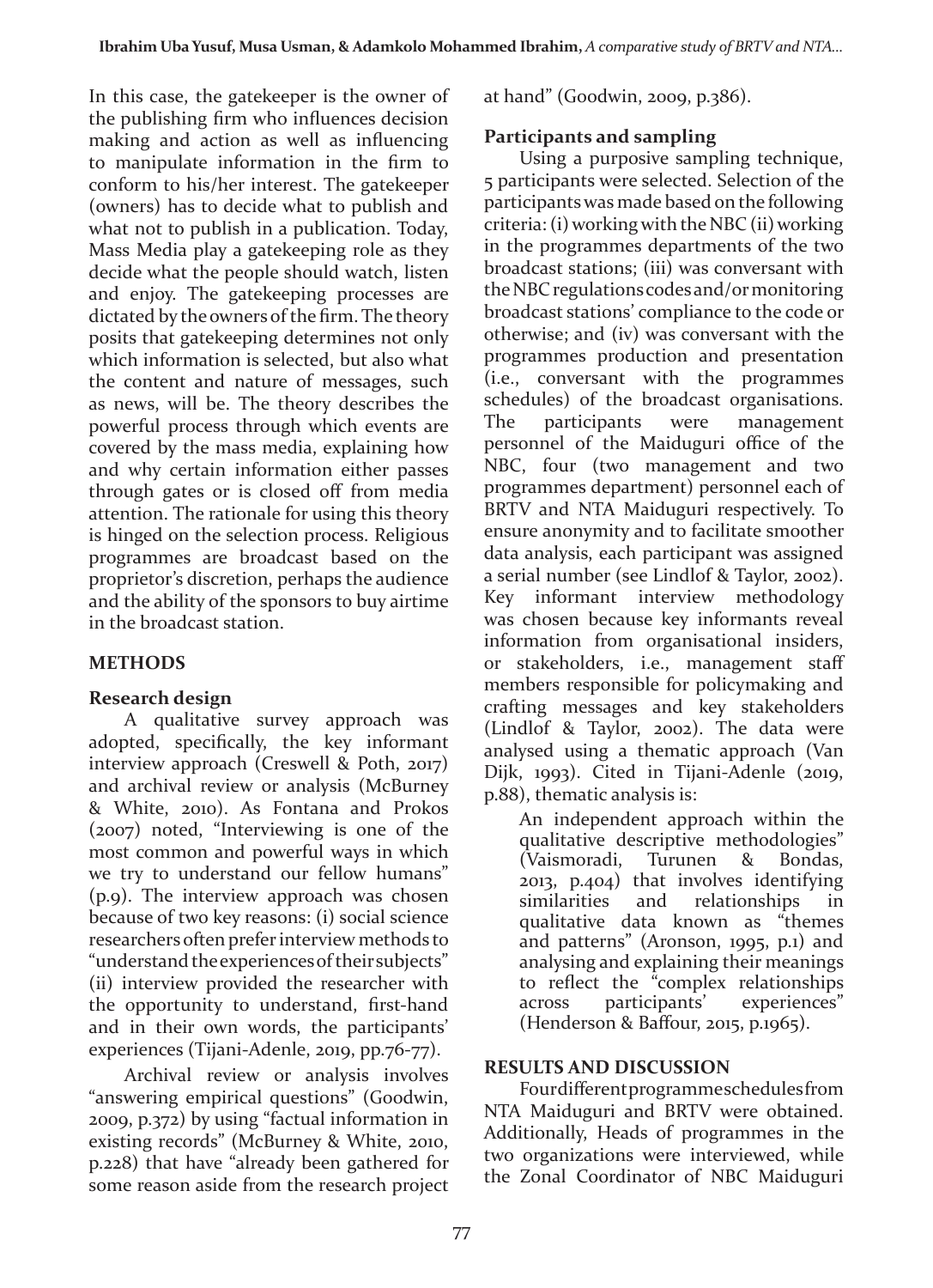In this case, the gatekeeper is the owner of the publishing firm who influences decision making and action as well as influencing to manipulate information in the firm to conform to his/her interest. The gatekeeper (owners) has to decide what to publish and what not to publish in a publication. Today, Mass Media play a gatekeeping role as they decide what the people should watch, listen and enjoy. The gatekeeping processes are dictated by the owners of the firm. The theory posits that gatekeeping determines not only which information is selected, but also what the content and nature of messages, such as news, will be. The theory describes the powerful process through which events are covered by the mass media, explaining how and why certain information either passes through gates or is closed off from media attention. The rationale for using this theory is hinged on the selection process. Religious programmes are broadcast based on the proprietor's discretion, perhaps the audience and the ability of the sponsors to buy airtime in the broadcast station.

## METHODS

### Research design

A qualitative survey approach was adopted, specifically, the key informant interview approach (Creswell & Poth, 2017) and archival review or analysis (McBurney & White, 2010). As Fontana and Prokos (2007) noted, "Interviewing is one of the most common and powerful ways in which we try to understand our fellow humans" (p.9). The interview approach was chosen because of two key reasons: (i) social science researchers often prefer interview methods to "understand the experiences of their subjects" (ii) interview provided the researcher with the opportunity to understand, first-hand and in their own words, the participants' experiences (Tijani-Adenle, 2019, pp.76-77).

Archival review or analysis involves "answering empirical questions" (Goodwin, 2009, p.372) by using "factual information in existing records" (McBurney & White, 2010, p.228) that have "already been gathered for some reason aside from the research project at hand" (Goodwin, 2009, p.386).

### Participants and sampling

Using a purposive sampling technique, 5 participants were selected. Selection of the participants was made based on the following criteria: (i) working with the NBC (ii) working in the programmes departments of the two broadcast stations; (iii) was conversant with the NBC regulations codes and/or monitoring broadcast stations' compliance to the code or otherwise; and (iv) was conversant with the programmes production and presentation (i.e., conversant with the programmes schedules) of the broadcast organisations. The participants were management personnel of the Maiduguri office of the NBC, four (two management and two programmes department) personnel each of BRTV and NTA Maiduguri respectively. To ensure anonymity and to facilitate smoother data analysis, each participant was assigned a serial number (see Lindlof & Taylor, 2002). Key informant interview methodology was chosen because key informants reveal information from organisational insiders, or stakeholders, i.e., management staff members responsible for policymaking and crafting messages and key stakeholders (Lindlof & Taylor, 2002). The data were analysed using a thematic approach (Van Dijk, 1993). Cited in Tijani-Adenle (2019, p.88), thematic analysis is:

> An independent approach within the qualitative descriptive methodologies" (Vaismoradi, Turunen & Bondas, 2013, p.404) that involves identifying similarities and relationships in qualitative data known as "themes and patterns" (Aronson, 1995, p.1) and analysing and explaining their meanings to reflect the "complex relationships across participants' experiences" (Henderson & Baffour, 2015, p.1965).

## RESULTS AND DISCUSSION

Four different programmes schedules from NTA Maiduguri and BRTV were obtained. Additionally, Heads of programmes in the two organizations were interviewed, while the Zonal Coordinator of NBC Maiduguri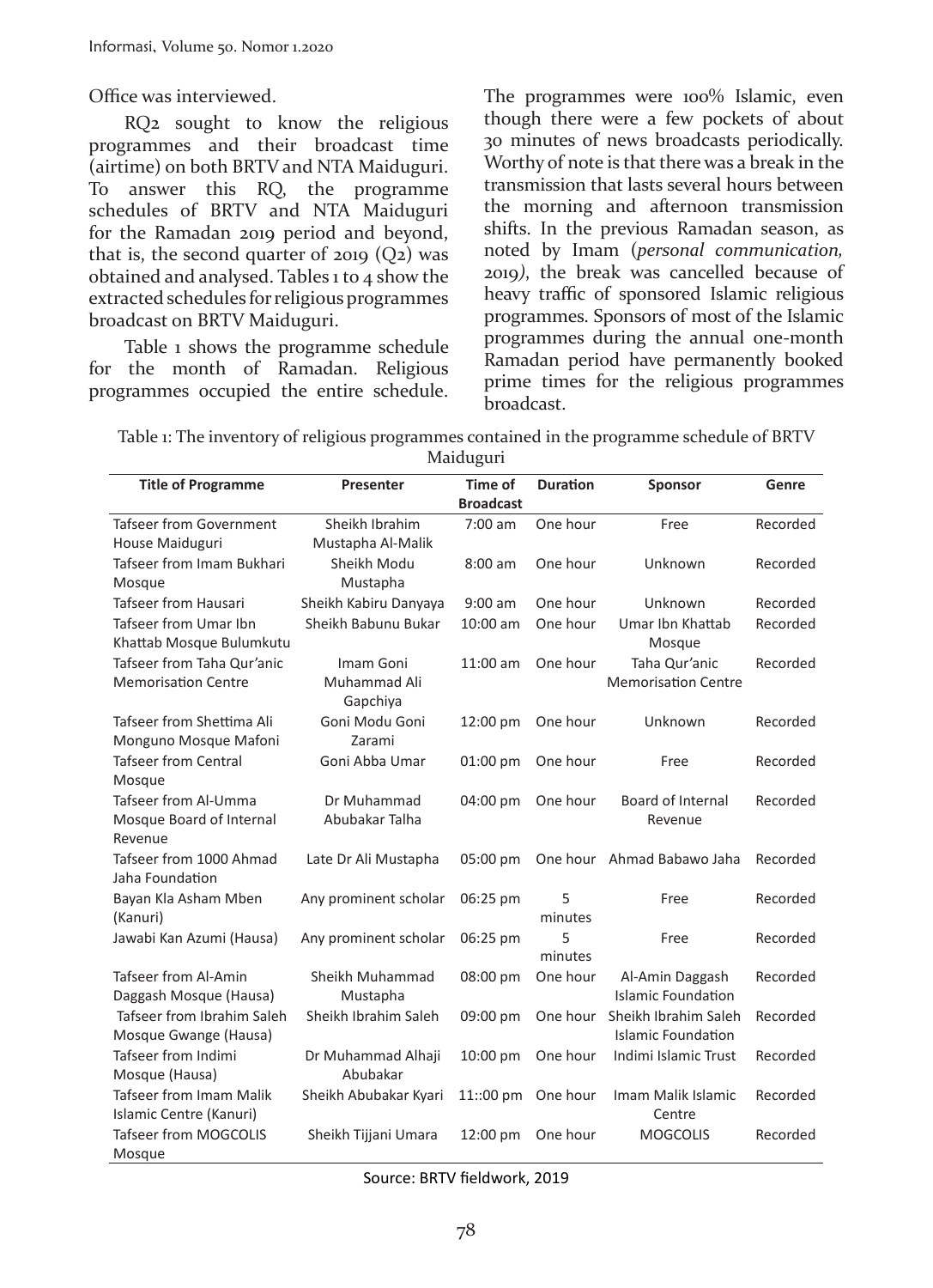Office was interviewed.

RQ2 sought to know the religious programmes and their broadcast time (airtime) on both BRTV and NTA Maiduguri. To answer this RQ, the programme schedules of BRTV and NTA Maiduguri for the Ramadan 2019 period and beyond, that is, the second quarter of 2019 (Q2) was obtained and analysed. Tables 1 to 4 show the extracted schedules for religious programmes broadcast on BRTV Maiduguri.

Table 1 shows the programme schedule for the month of Ramadan. Religious programmes occupied the entire schedule. The programmes were 100% Islamic, even though there were a few pockets of about 30 minutes of news broadcasts periodically. Worthy of note is that there was a break in the transmission that lasts several hours between the morning and afternoon transmission shifts. In the previous Ramadan season, as noted by Imam (*personal communication, 2019)*, the break was cancelled because of heavy traffic of sponsored Islamic religious programmes. Sponsors of most of the Islamic programmes during the annual one-month Ramadan period have permanently booked prime times for the religious programmes broadcast.

Table 1: The inventory of religious programmes contained in the programme schedule of BRTV Maiduguri

| Title of Programme | Presenter | Time of Broadcast | Duration | Sponsor | Genre |
|---|---|---|---|---|---|
| Tafseer from Government House Maiduguri | Sheikh Ibrahim Mustapha Al-Malik | 7:00 am | One hour | Free | Recorded |
| Tafseer from Imam Bukhari Mosque | Sheikh Modu Mustapha | 8:00 am | One hour | Unknown | Recorded |
| Tafseer from Hausari | Sheikh Kabiru Danyaya | 9:00 am | One hour | Unknown | Recorded |
| Tafseer from Umar Ibn Khattab Mosque Bulumkutu | Sheikh Babunu Bukar | 10:00 am | One hour | Umar Ibn Khattab Mosque | Recorded |
| Tafseer from Taha Qur'anic Memorisation Centre | Imam Goni Muhammad Ali Gapchiya | 11:00 am | One hour | Taha Qur'anic Memorisation Centre | Recorded |
| Tafseer from Shettima Ali Monguno Mosque Mafoni | Goni Modu Goni Zarami | 12:00 pm | One hour | Unknown | Recorded |
| Tafseer from Central Mosque | Goni Abba Umar | 01:00 pm | One hour | Free | Recorded |
| Tafseer from Al-Umma Mosque Board of Internal Revenue | Dr Muhammad Abubakar Talha | 04:00 pm | One hour | Board of Internal Revenue | Recorded |
| Tafseer from 1000 Ahmad Jaha Foundation | Late Dr Ali Mustapha | 05:00 pm | One hour | Ahmad Babawo Jaha | Recorded |
| Bayan Kla Asham Mben (Kanuri) | Any prominent scholar | 06:25 pm | 5 minutes | Free | Recorded |
| Jawabi Kan Azumi (Hausa) | Any prominent scholar | 06:25 pm | 5 minutes | Free | Recorded |
| Tafseer from Al-Amin Daggash Mosque (Hausa) | Sheikh Muhammad Mustapha | 08:00 pm | One hour | Al-Amin Daggash Islamic Foundation | Recorded |
| Tafseer from Ibrahim Saleh Mosque Gwange (Hausa) | Sheikh Ibrahim Saleh | 09:00 pm | One hour | Sheikh Ibrahim Saleh Islamic Foundation | Recorded |
| Tafseer from Indimi Mosque (Hausa) | Dr Muhammad Alhaji Abubakar | 10:00 pm | One hour | Indimi Islamic Trust | Recorded |
| Tafseer from Imam Malik Islamic Centre (Kanuri) | Sheikh Abubakar Kyari | 11::00 pm | One hour | Imam Malik Islamic Centre | Recorded |
| Tafseer from MOGCOLIS Mosque | Sheikh Tijjani Umara | 12:00 pm | One hour | MOGCOLIS | Recorded |

Source: BRTV fieldwork, 2019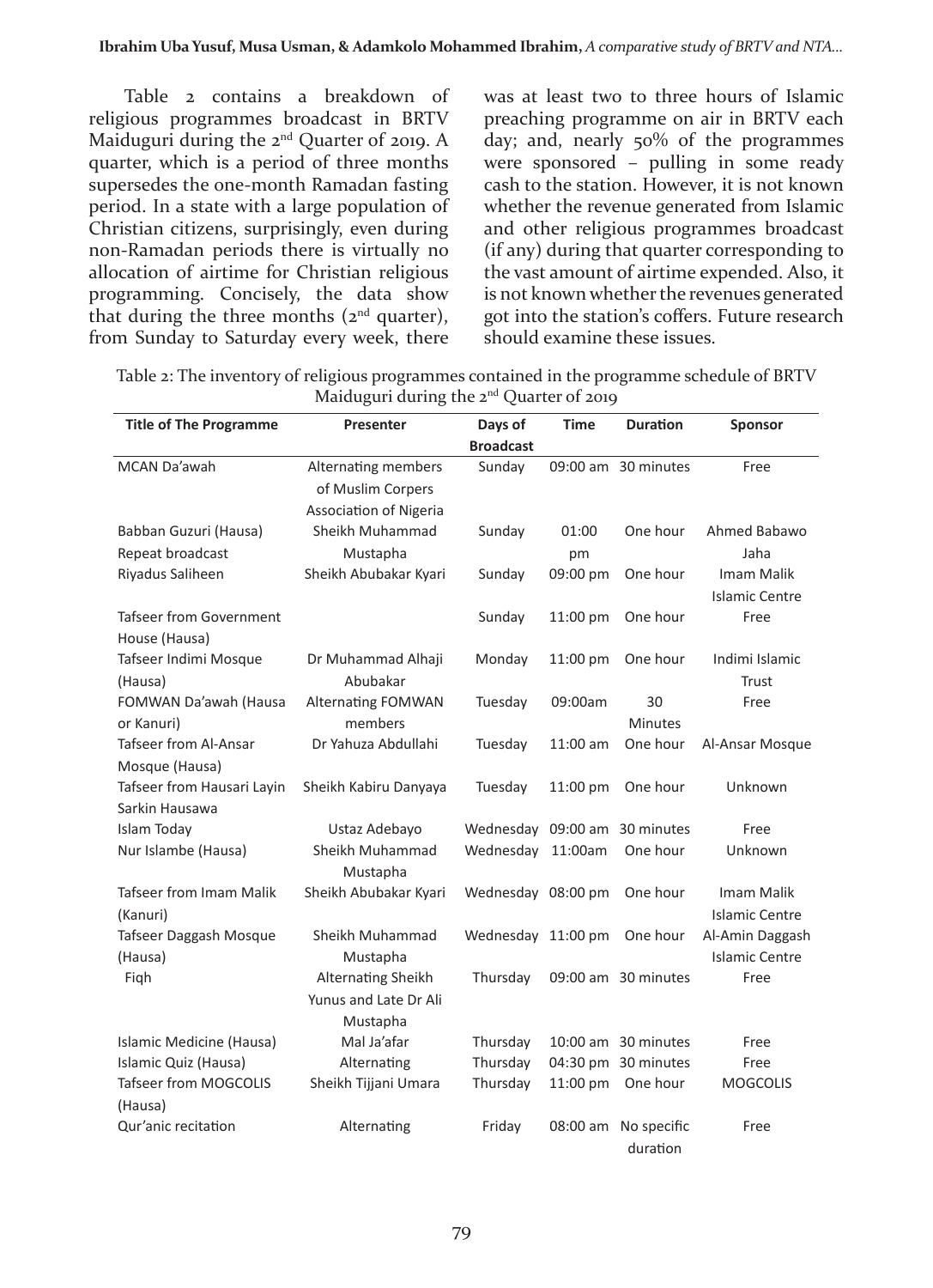Table 2 contains a breakdown of religious programmes broadcast in BRTV Maiduguri during the 2nd Quarter of 2019. A quarter, which is a period of three months supersedes the one-month Ramadan fasting period. In a state with a large population of Christian citizens, surprisingly, even during non-Ramadan periods there is virtually no allocation of airtime for Christian religious programming. Concisely, the data show that during the three months (2nd quarter), from Sunday to Saturday every week, there was at least two to three hours of Islamic preaching programme on air in BRTV each day; and, nearly 50% of the programmes were sponsored – pulling in some ready cash to the station. However, it is not known whether the revenue generated from Islamic and other religious programmes broadcast (if any) during that quarter corresponding to the vast amount of airtime expended. Also, it is not known whether the revenues generated got into the station's coffers. Future research should examine these issues.

Table 2: The inventory of religious programmes contained in the programme schedule of BRTV Maiduguri during the 2nd Quarter of 2019

| Title of The Programme | Presenter | Days of Broadcast | Time | Duration | Sponsor |
|---|---|---|---|---|---|
| MCAN Da'awah | Alternating members of Muslim Corpers Association of Nigeria | Sunday | 09:00 am | 30 minutes | Free |
| Babban Guzuri (Hausa) Repeat broadcast | Sheikh Muhammad Mustapha | Sunday | 01:00 pm | One hour | Ahmed Babawo Jaha |
| Riyadus Saliheen | Sheikh Abubakar Kyari | Sunday | 09:00 pm | One hour | Imam Malik Islamic Centre |
| Tafseer from Government House (Hausa) | | Sunday | 11:00 pm | One hour | Free |
| Tafseer Indimi Mosque (Hausa) | Dr Muhammad Alhaji Abubakar | Monday | 11:00 pm | One hour | Indimi Islamic Trust |
| FOMWAN Da'awah (Hausa or Kanuri) | Alternating FOMWAN members | Tuesday | 09:00am | 30 Minutes | Free |
| Tafseer from Al-Ansar Mosque (Hausa) | Dr Yahuza Abdullahi | Tuesday | 11:00 am | One hour | Al-Ansar Mosque |
| Tafseer from Hausari Layin Sarkin Hausawa | Sheikh Kabiru Danyaya | Tuesday | 11:00 pm | One hour | Unknown |
| Islam Today | Ustaz Adebayo | Wednesday | 09:00 am | 30 minutes | Free |
| Nur Islambe (Hausa) | Sheikh Muhammad Mustapha | Wednesday | 11:00am | One hour | Unknown |
| Tafseer from Imam Malik (Kanuri) | Sheikh Abubakar Kyari | Wednesday | 08:00 pm | One hour | Imam Malik Islamic Centre |
| Tafseer Daggash Mosque (Hausa) | Sheikh Muhammad Mustapha | Wednesday | 11:00 pm | One hour | Al-Amin Daggash Islamic Centre |
| Fiqh | Alternating Sheikh Yunus and Late Dr Ali Mustapha | Thursday | 09:00 am | 30 minutes | Free |
| Islamic Medicine (Hausa) | Mal Ja'afar | Thursday | 10:00 am | 30 minutes | Free |
| Islamic Quiz (Hausa) | Alternating | Thursday | 04:30 pm | 30 minutes | Free |
| Tafseer from MOGCOLIS (Hausa) | Sheikh Tijjani Umara | Thursday | 11:00 pm | One hour | MOGCOLIS |
| Qur'anic recitation | Alternating | Friday | 08:00 am | No specific duration | Free |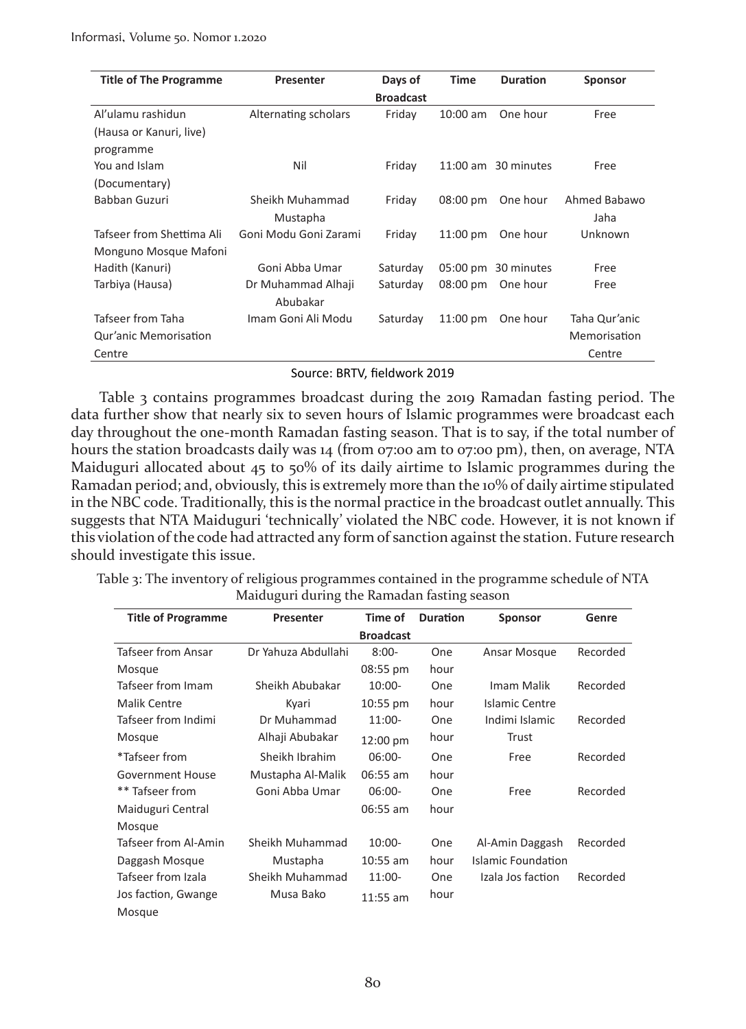| Title of The Programme | Presenter | Days of Broadcast | Time | Duration | Sponsor |
|---|---|---|---|---|---|
| Al'ulamu rashidun (Hausa or Kanuri, live) programme | Alternating scholars | Friday | 10:00 am | One hour | Free |
| You and Islam (Documentary) | Nil | Friday | 11:00 am | 30 minutes | Free |
| Babban Guzuri | Sheikh Muhammad Mustapha | Friday | 08:00 pm | One hour | Ahmed Babawo Jaha |
| Tafseer from Shettima Ali Monguno Mosque Mafoni | Goni Modu Goni Zarami | Friday | 11:00 pm | One hour | Unknown |
| Hadith (Kanuri) | Goni Abba Umar | Saturday | 05:00 pm | 30 minutes | Free |
| Tarbiya (Hausa) | Dr Muhammad Alhaji Abubakar | Saturday | 08:00 pm | One hour | Free |
| Tafseer from Taha Qur'anic Memorisation Centre | Imam Goni Ali Modu | Saturday | 11:00 pm | One hour | Taha Qur'anic Memorisation Centre |

Source: BRTV, fieldwork 2019

Table 3 contains programmes broadcast during the 2019 Ramadan fasting period. The data further show that nearly six to seven hours of Islamic programmes were broadcast each day throughout the one-month Ramadan fasting season. That is to say, if the total number of hours the station broadcasts daily was 14 (from 07:00 am to 07:00 pm), then, on average, NTA Maiduguri allocated about 45 to 50% of its daily airtime to Islamic programmes during the Ramadan period; and, obviously, this is extremely more than the 10% of daily airtime stipulated in the NBC code. Traditionally, this is the normal practice in the broadcast outlet annually. This suggests that NTA Maiduguri 'technically' violated the NBC code. However, it is not known if this violation of the code had attracted any form of sanction against the station. Future research should investigate this issue.

Table 3: The inventory of religious programmes contained in the programme schedule of NTA Maiduguri during the Ramadan fasting season

| Title of Programme | Presenter | Time of Broadcast | Duration | Sponsor | Genre |
|---|---|---|---|---|---|
| Tafseer from Ansar Mosque | Dr Yahuza Abdullahi | 8:00-08:55 pm | One hour | Ansar Mosque | Recorded |
| Tafseer from Imam Malik Centre | Sheikh Abubakar Kyari | 10:00-10:55 pm | One hour | Imam Malik Islamic Centre | Recorded |
| Tafseer from Indimi Mosque | Dr Muhammad Alhaji Abubakar | 11:00-12:00 pm | One hour | Indimi Islamic Trust | Recorded |
| *Tafseer from Government House | Sheikh Ibrahim Mustapha Al-Malik | 06:00-06:55 am | One hour | Free | Recorded |
| ** Tafseer from Maiduguri Central Mosque | Goni Abba Umar | 06:00-06:55 am | One hour | Free | Recorded |
| Tafseer from Al-Amin Daggash Mosque | Sheikh Muhammad Mustapha | 10:00-10:55 am | One hour | Al-Amin Daggash Islamic Foundation | Recorded |
| Tafseer from Izala Jos faction, Gwange Mosque | Sheikh Muhammad Musa Bako | 11:00-11:55 am | One hour | Izala Jos faction | Recorded |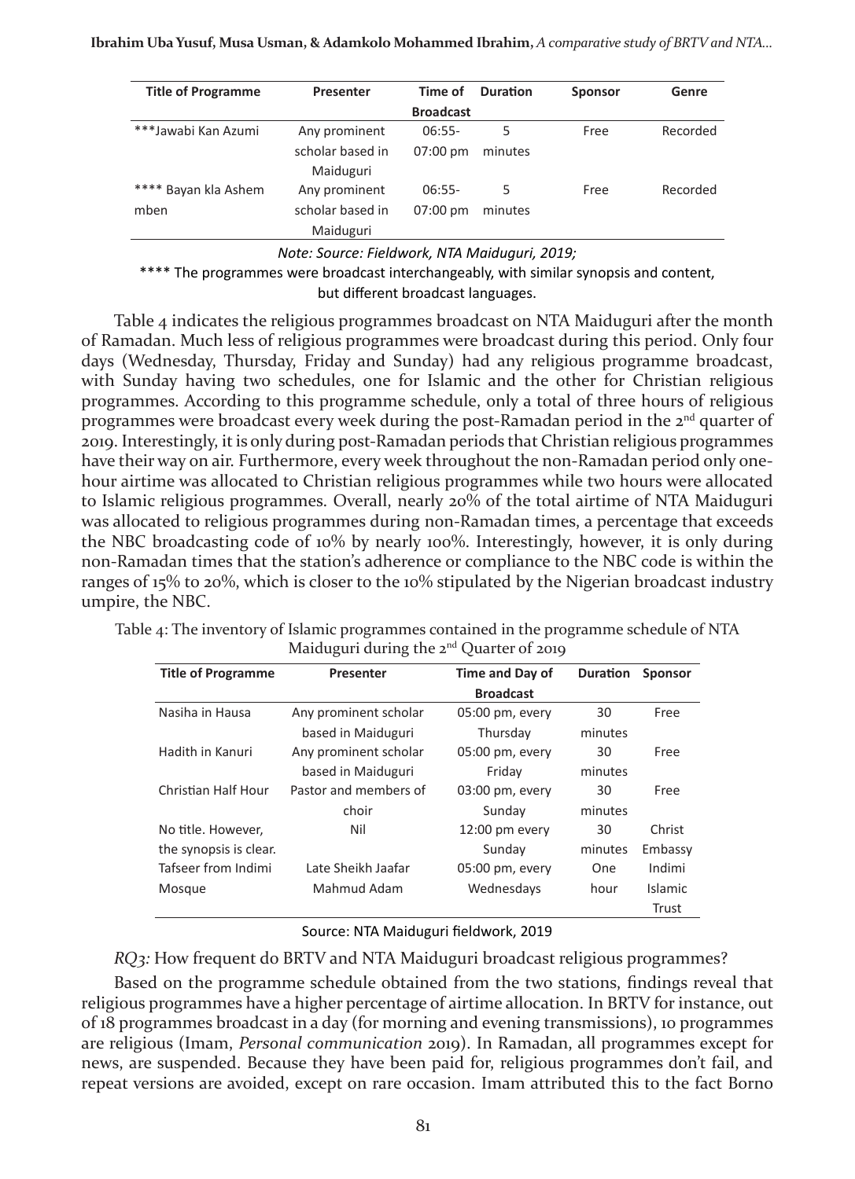| Title of Programme | Presenter | Time of Broadcast | Duration | Sponsor | Genre |
|---|---|---|---|---|---|
| ***Jawabi Kan Azumi | Any prominent scholar based in Maiduguri | 06:55-07:00 pm | 5 minutes | Free | Recorded |
| **** Bayan kla Ashem mben | Any prominent scholar based in Maiduguri | 06:55-07:00 pm | 5 minutes | Free | Recorded |

*Note: Source: Fieldwork, NTA Maiduguri, 2019;*

**** The programmes were broadcast interchangeably, with similar synopsis and content, but different broadcast languages.

Table 4 indicates the religious programmes broadcast on NTA Maiduguri after the month of Ramadan. Much less of religious programmes were broadcast during this period. Only four days (Wednesday, Thursday, Friday and Sunday) had any religious programme broadcast, with Sunday having two schedules, one for Islamic and the other for Christian religious programmes. According to this programme schedule, only a total of three hours of religious programmes were broadcast every week during the post-Ramadan period in the 2nd quarter of 2019. Interestingly, it is only during post-Ramadan periods that Christian religious programmes have their way on air. Furthermore, every week throughout the non-Ramadan period only one-hour airtime was allocated to Christian religious programmes while two hours were allocated to Islamic religious programmes. Overall, nearly 20% of the total airtime of NTA Maiduguri was allocated to religious programmes during non-Ramadan times, a percentage that exceeds the NBC broadcasting code of 10% by nearly 100%. Interestingly, however, it is only during non-Ramadan times that the station's adherence or compliance to the NBC code is within the ranges of 15% to 20%, which is closer to the 10% stipulated by the Nigerian broadcast industry umpire, the NBC.

Table 4: The inventory of Islamic programmes contained in the programme schedule of NTA Maiduguri during the 2nd Quarter of 2019

| Title of Programme | Presenter | Time and Day of Broadcast | Duration | Sponsor |
|---|---|---|---|---|
| Nasiha in Hausa | Any prominent scholar based in Maiduguri | 05:00 pm, every Thursday | 30 minutes | Free |
| Hadith in Kanuri | Any prominent scholar based in Maiduguri | 05:00 pm, every Friday | 30 minutes | Free |
| Christian Half Hour | Pastor and members of choir | 03:00 pm, every Sunday | 30 minutes | Free |
| No title. However, the synopsis is clear. | Nil | 12:00 pm every Sunday | 30 minutes | Christ Embassy |
| Tafseer from Indimi Mosque | Late Sheikh Jaafar Mahmud Adam | 05:00 pm, every Wednesdays | One hour | Indimi Islamic Trust |

Source: NTA Maiduguri fieldwork, 2019

*RQ3:* How frequent do BRTV and NTA Maiduguri broadcast religious programmes?

Based on the programme schedule obtained from the two stations, findings reveal that religious programmes have a higher percentage of airtime allocation. In BRTV for instance, out of 18 programmes broadcast in a day (for morning and evening transmissions), 10 programmes are religious (Imam, *Personal communication* 2019). In Ramadan, all programmes except for news, are suspended. Because they have been paid for, religious programmes don't fail, and repeat versions are avoided, except on rare occasion. Imam attributed this to the fact Borno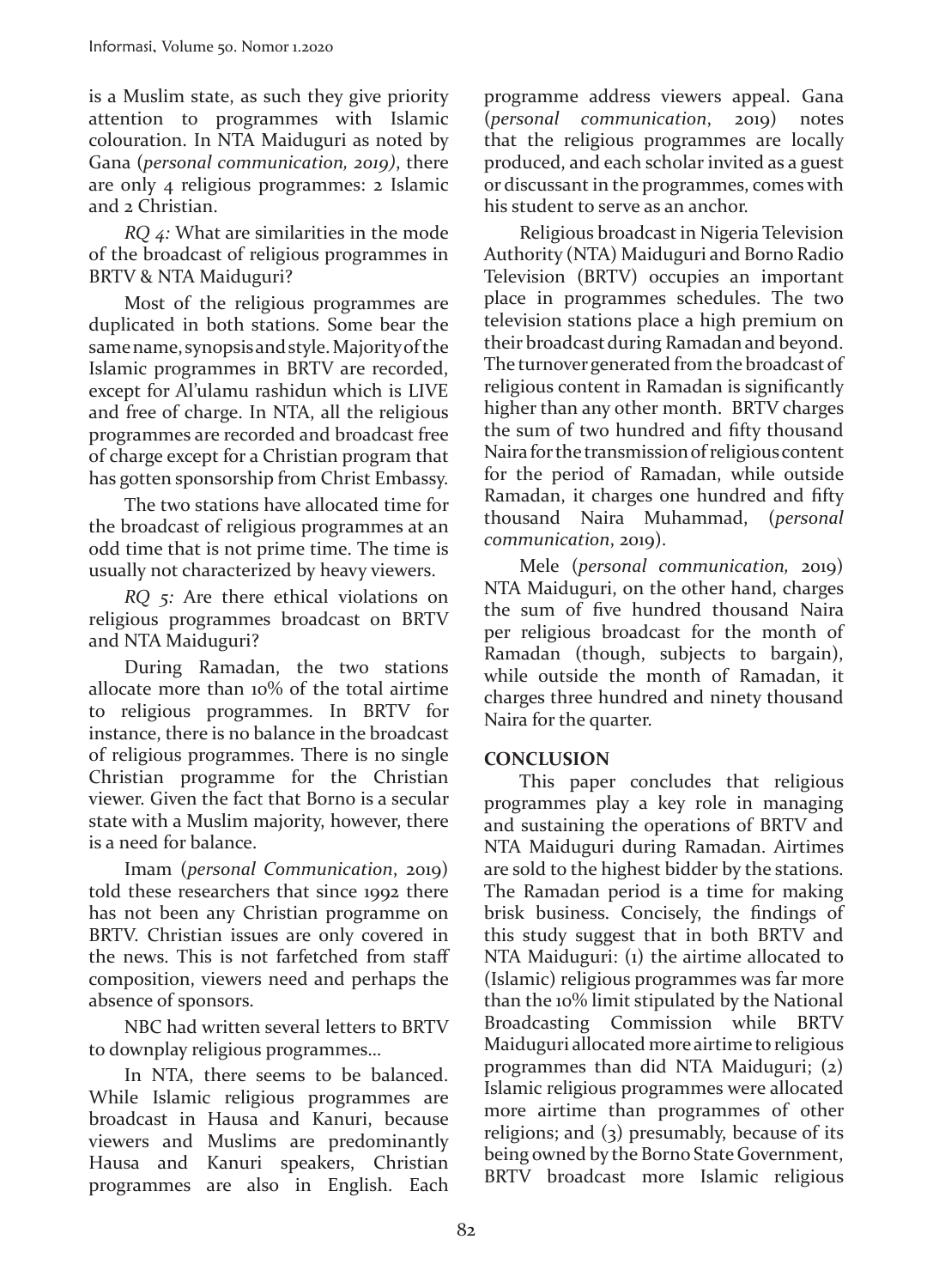is a Muslim state, as such they give priority attention to programmes with Islamic colouration. In NTA Maiduguri as noted by Gana (*personal communication, 2019)*, there are only 4 religious programmes: 2 Islamic and 2 Christian.

*RQ 4:* What are similarities in the mode of the broadcast of religious programmes in BRTV & NTA Maiduguri?

Most of the religious programmes are duplicated in both stations. Some bear the same name, synopsis and style. Majority of the Islamic programmes in BRTV are recorded, except for Al'ulamu rashidun which is LIVE and free of charge. In NTA, all the religious programmes are recorded and broadcast free of charge except for a Christian program that has gotten sponsorship from Christ Embassy.

The two stations have allocated time for the broadcast of religious programmes at an odd time that is not prime time. The time is usually not characterized by heavy viewers.

*RQ 5:* Are there ethical violations on religious programmes broadcast on BRTV and NTA Maiduguri?

During Ramadan, the two stations allocate more than 10% of the total airtime to religious programmes. In BRTV for instance, there is no balance in the broadcast of religious programmes. There is no single Christian programme for the Christian viewer. Given the fact that Borno is a secular state with a Muslim majority, however, there is a need for balance.

Imam (*personal Communication*, 2019) told these researchers that since 1992 there has not been any Christian programme on BRTV. Christian issues are only covered in the news. This is not farfetched from staff composition, viewers need and perhaps the absence of sponsors.

NBC had written several letters to BRTV to downplay religious programmes...

In NTA, there seems to be balanced. While Islamic religious programmes are broadcast in Hausa and Kanuri, because viewers and Muslims are predominantly Hausa and Kanuri speakers, Christian programmes are also in English. Each programme address viewers appeal. Gana (*personal communication*, 2019) notes that the religious programmes are locally produced, and each scholar invited as a guest or discussant in the programmes, comes with his student to serve as an anchor.

Religious broadcast in Nigeria Television Authority (NTA) Maiduguri and Borno Radio Television (BRTV) occupies an important place in programmes schedules. The two television stations place a high premium on their broadcast during Ramadan and beyond. The turnover generated from the broadcast of religious content in Ramadan is significantly higher than any other month. BRTV charges the sum of two hundred and fifty thousand Naira for the transmission of religious content for the period of Ramadan, while outside Ramadan, it charges one hundred and fifty thousand Naira Muhammad, (*personal communication*, 2019).

Mele (*personal communication,* 2019) NTA Maiduguri, on the other hand, charges the sum of five hundred thousand Naira per religious broadcast for the month of Ramadan (though, subjects to bargain), while outside the month of Ramadan, it charges three hundred and ninety thousand Naira for the quarter.

## CONCLUSION

This paper concludes that religious programmes play a key role in managing and sustaining the operations of BRTV and NTA Maiduguri during Ramadan. Airtimes are sold to the highest bidder by the stations. The Ramadan period is a time for making brisk business. Concisely, the findings of this study suggest that in both BRTV and NTA Maiduguri: (1) the airtime allocated to (Islamic) religious programmes was far more than the 10% limit stipulated by the National Broadcasting Commission while BRTV Maiduguri allocated more airtime to religious programmes than did NTA Maiduguri; (2) Islamic religious programmes were allocated more airtime than programmes of other religions; and (3) presumably, because of its being owned by the Borno State Government, BRTV broadcast more Islamic religious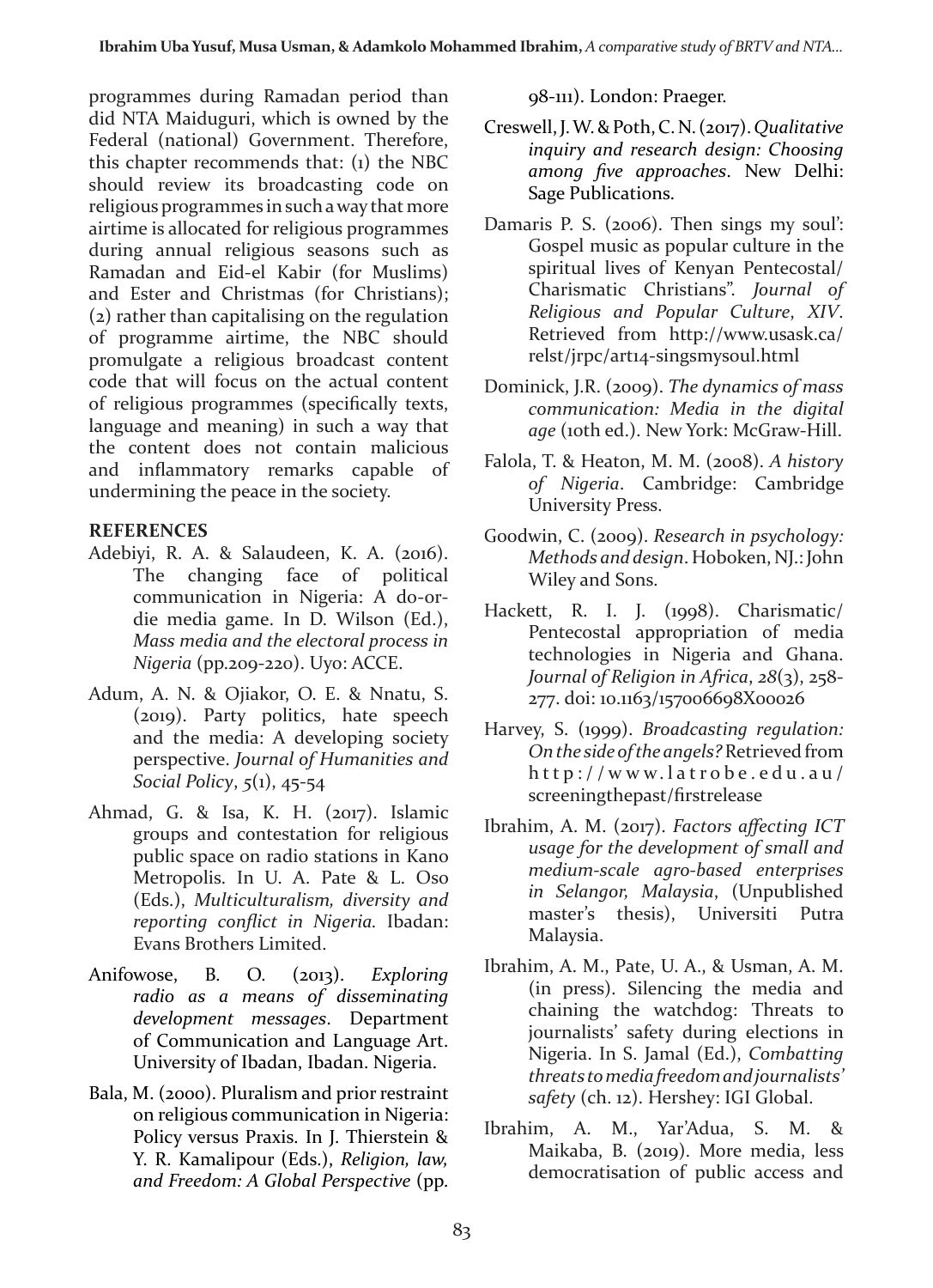programmes during Ramadan period than did NTA Maiduguri, which is owned by the Federal (national) Government. Therefore, this chapter recommends that: (1) the NBC should review its broadcasting code on religious programmes in such a way that more airtime is allocated for religious programmes during annual religious seasons such as Ramadan and Eid-el Kabir (for Muslims) and Ester and Christmas (for Christians); (2) rather than capitalising on the regulation of programme airtime, the NBC should promulgate a religious broadcast content code that will focus on the actual content of religious programmes (specifically texts, language and meaning) in such a way that the content does not contain malicious and inflammatory remarks capable of undermining the peace in the society.

## REFERENCES

Adebiyi, R. A. & Salaudeen, K. A. (2016). The changing face of political communication in Nigeria: A do-or-die media game. In D. Wilson (Ed.), *Mass media and the electoral process in Nigeria* (pp.209-220). Uyo: ACCE.

Adum, A. N. & Ojiakor, O. E. & Nnatu, S. (2019). Party politics, hate speech and the media: A developing society perspective. *Journal of Humanities and Social Policy*, *5*(1), 45-54

Ahmad, G. & Isa, K. H. (2017). Islamic groups and contestation for religious public space on radio stations in Kano Metropolis. In U. A. Pate & L. Oso (Eds.), *Multiculturalism, diversity and reporting conflict in Nigeria.* Ibadan: Evans Brothers Limited.

Anifowose, B. O. (2013). *Exploring radio as a means of disseminating development messages*. Department of Communication and Language Art. University of Ibadan, Ibadan. Nigeria.

Bala, M. (2000). Pluralism and prior restraint on religious communication in Nigeria: Policy versus Praxis. In J. Thierstein & Y. R. Kamalipour (Eds.), *Religion, law, and Freedom: A Global Perspective* (pp. 98-111). London: Praeger.

Creswell, J. W. & Poth, C. N. (2017). *Qualitative inquiry and research design: Choosing among five approaches*. New Delhi: Sage Publications.

Damaris P. S. (2006). Then sings my soul': Gospel music as popular culture in the spiritual lives of Kenyan Pentecostal/ Charismatic Christians". *Journal of Religious and Popular Culture*, *XIV*. Retrieved from http://www.usask.ca/relst/jrpc/art14-singsmysoul.html

Dominick, J.R. (2009). *The dynamics of mass communication: Media in the digital age* (10th ed.). New York: McGraw-Hill.

Falola, T. & Heaton, M. M. (2008). *A history of Nigeria*. Cambridge: Cambridge University Press.

Goodwin, C. (2009). *Research in psychology: Methods and design*. Hoboken, NJ.: John Wiley and Sons.

Hackett, R. I. J. (1998). Charismatic/ Pentecostal appropriation of media technologies in Nigeria and Ghana. *Journal of Religion in Africa*, *28*(3), 258-277. doi: 10.1163/157006698X00026

Harvey, S. (1999). *Broadcasting regulation: On the side of the angels?* Retrieved from http://www.latrobe.edu.au/screeningthepast/firstrelease

Ibrahim, A. M. (2017). *Factors affecting ICT usage for the development of small and medium-scale agro-based enterprises in Selangor, Malaysia*, (Unpublished master's thesis), Universiti Putra Malaysia.

Ibrahim, A. M., Pate, U. A., & Usman, A. M. (in press). Silencing the media and chaining the watchdog: Threats to journalists' safety during elections in Nigeria. In S. Jamal (Ed.), *Combatting threats to media freedom and journalists' safety* (ch. 12). Hershey: IGI Global.

Ibrahim, A. M., Yar'Adua, S. M. & Maikaba, B. (2019). More media, less democratisation of public access and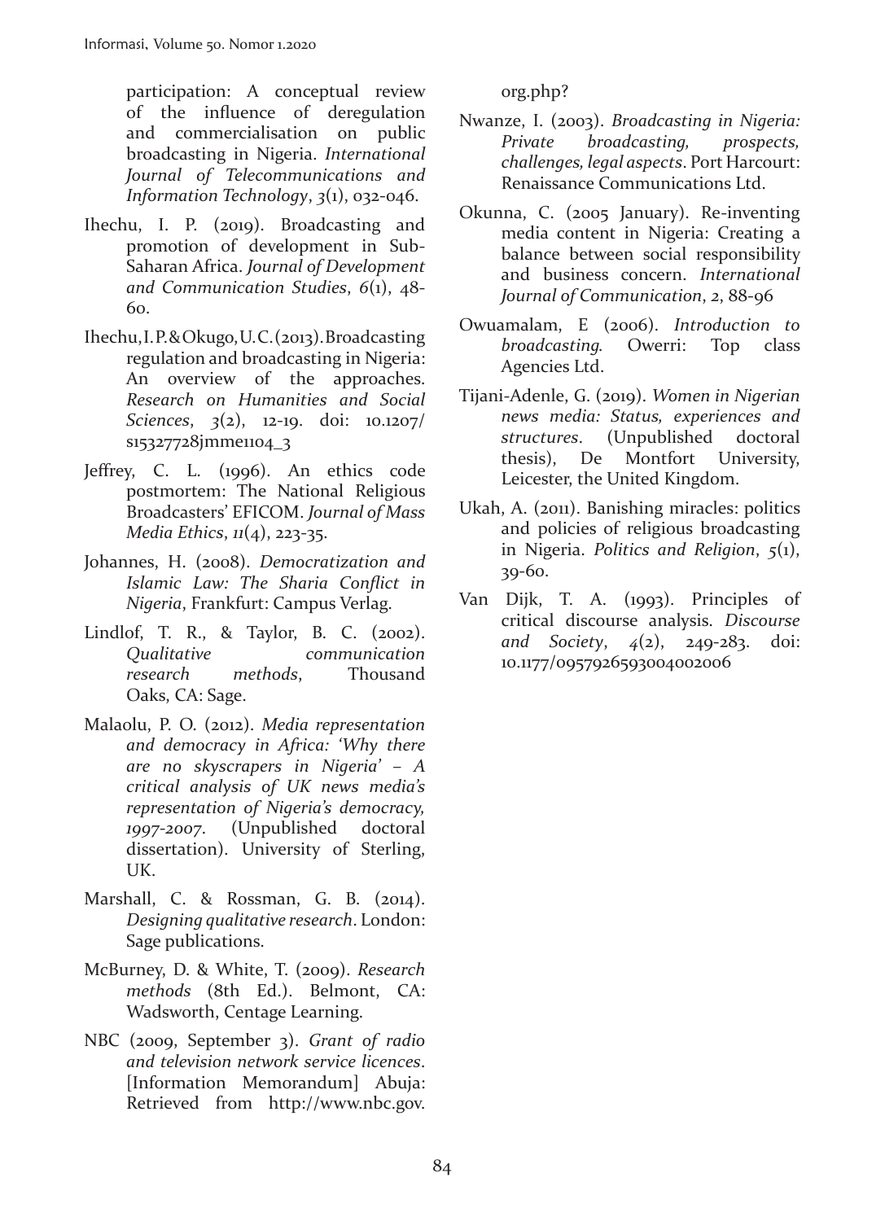participation: A conceptual review of the influence of deregulation and commercialisation on public broadcasting in Nigeria. *International Journal of Telecommunications and Information Technology*, *3*(1), 032-046.

Ihechu, I. P. (2019). Broadcasting and promotion of development in Sub-Saharan Africa. *Journal of Development and Communication Studies*, *6*(1), 48-60.

Ihechu, I. P. & Okugo, U. C. (2013). Broadcasting regulation and broadcasting in Nigeria: An overview of the approaches. *Research on Humanities and Social Sciences*, *3*(2), 12-19. doi: 10.1207/s15327728jmme1104_3

Jeffrey, C. L. (1996). An ethics code postmortem: The National Religious Broadcasters' EFICOM. *Journal of Mass Media Ethics*, *11*(4), 223-35.

Johannes, H. (2008). *Democratization and Islamic Law: The Sharia Conflict in Nigeria*, Frankfurt: Campus Verlag.

Lindlof, T. R., & Taylor, B. C. (2002). *Qualitative communication research methods*, Thousand Oaks, CA: Sage.

Malaolu, P. O. (2012). *Media representation and democracy in Africa: 'Why there are no skyscrapers in Nigeria' – A critical analysis of UK news media's representation of Nigeria's democracy, 1997-2007*. (Unpublished doctoral dissertation). University of Sterling, UK.

Marshall, C. & Rossman, G. B. (2014). *Designing qualitative research*. London: Sage publications.

McBurney, D. & White, T. (2009). *Research methods* (8th Ed.). Belmont, CA: Wadsworth, Centage Learning.

NBC (2009, September 3). *Grant of radio and television network service licences*. [Information Memorandum] Abuja: Retrieved from http://www.nbc.gov.org.php?

Nwanze, I. (2003). *Broadcasting in Nigeria: Private broadcasting, prospects, challenges, legal aspects*. Port Harcourt: Renaissance Communications Ltd.

Okunna, C. (2005 January). Re-inventing media content in Nigeria: Creating a balance between social responsibility and business concern. *International Journal of Communication*, *2*, 88-96

Owuamalam, E (2006). *Introduction to broadcasting.* Owerri: Top class Agencies Ltd.

Tijani-Adenle, G. (2019). *Women in Nigerian news media: Status, experiences and structures*. (Unpublished doctoral thesis), De Montfort University, Leicester, the United Kingdom.

Ukah, A. (2011). Banishing miracles: politics and policies of religious broadcasting in Nigeria. *Politics and Religion*, *5*(1), 39-60.

Van Dijk, T. A. (1993). Principles of critical discourse analysis. *Discourse and Society*, *4*(2), 249-283. doi: 10.1177/0957926593004002006